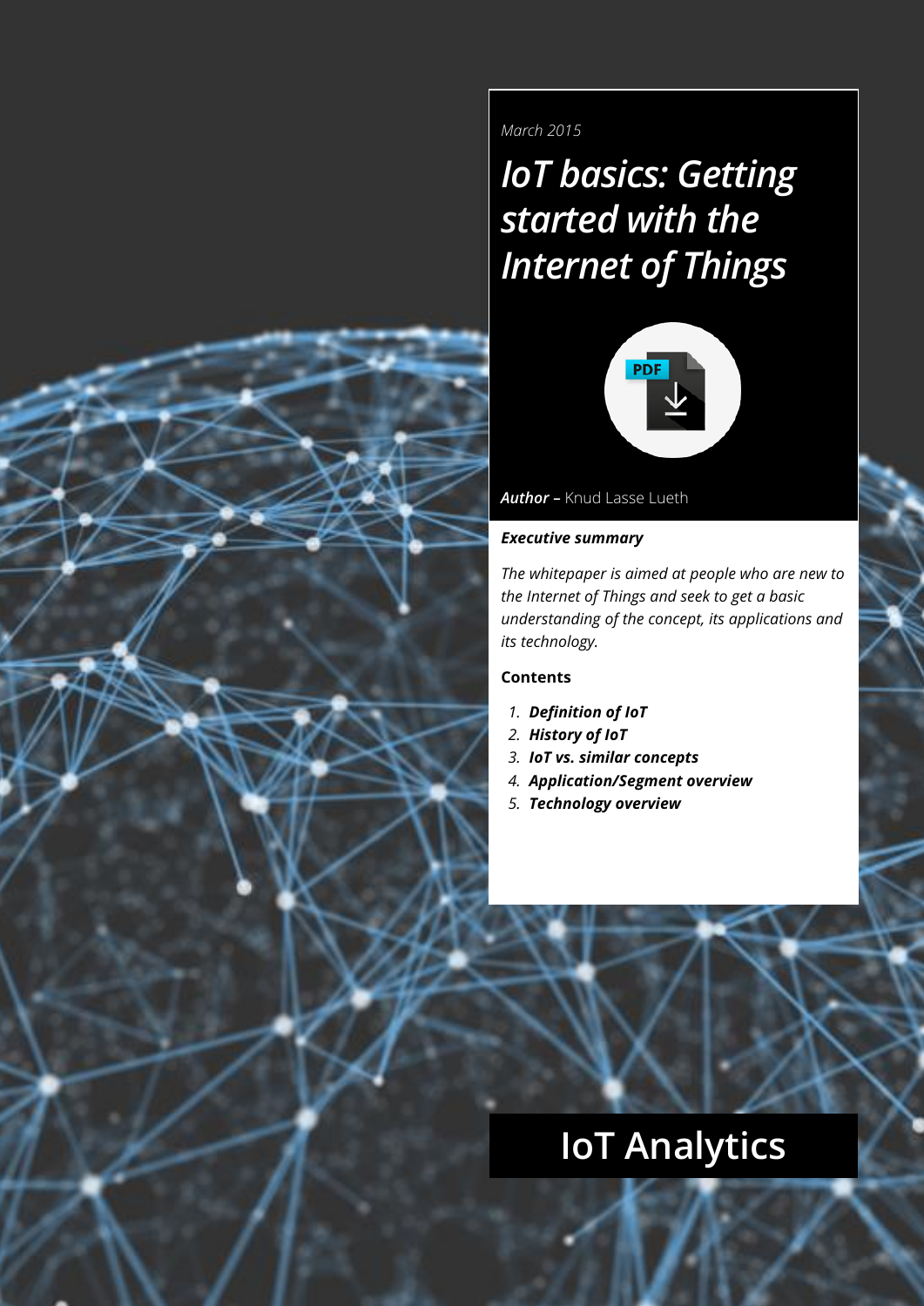*March 2015*

# *IoT basics: Getting started with the Internet of Things*

***Author –*** Knud Lasse Lueth

***Executive summary***

*The whitepaper is aimed at people who are new to the Internet of Things and seek to get a basic understanding of the concept, its applications and its technology.*

**Contents**

1. ***Definition of IoT***
2. ***History of IoT***
3. ***IoT vs. similar concepts***
4. ***Application/Segment overview***
5. ***Technology overview***

IoT Analytics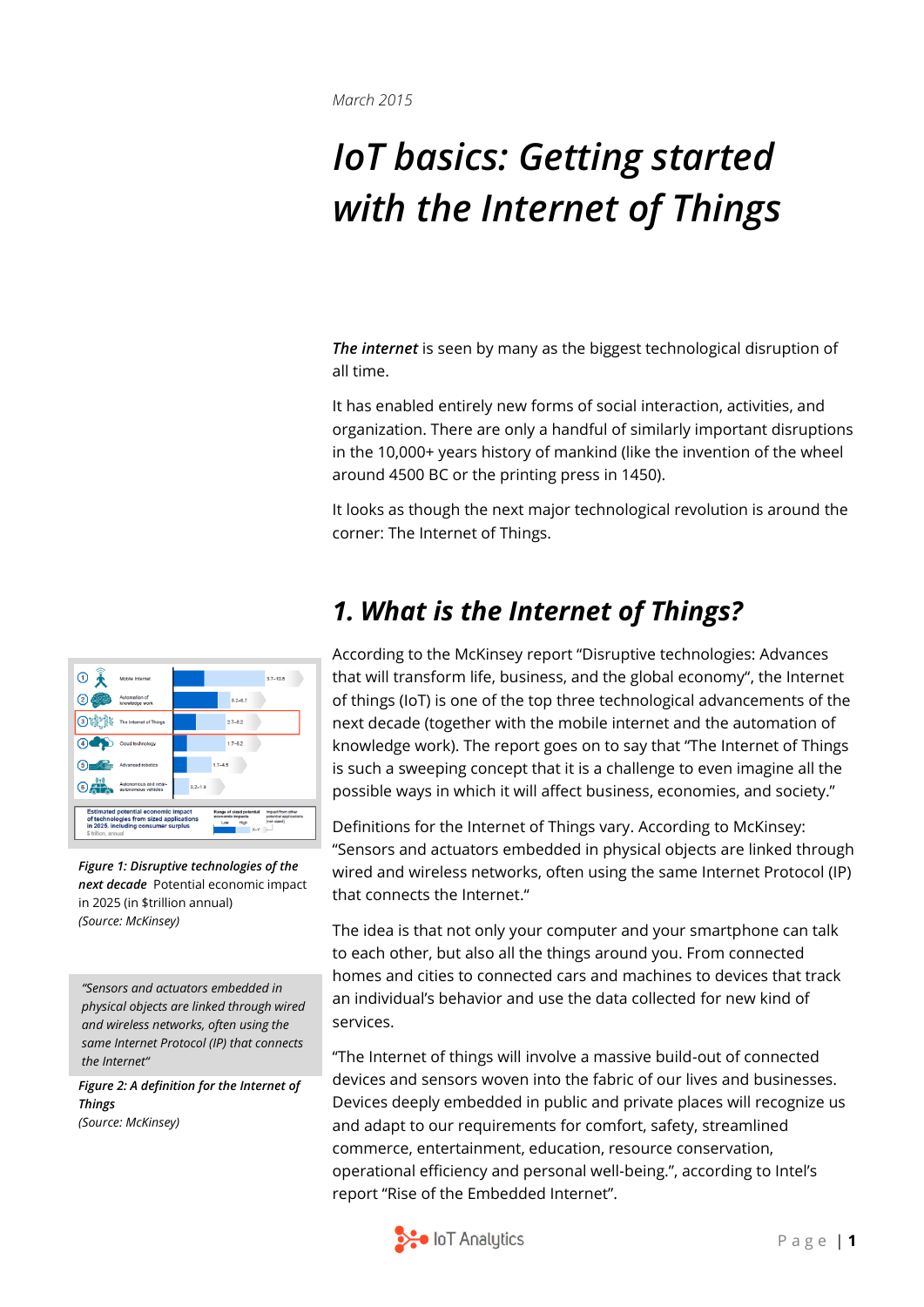March 2015

# *IoT basics: Getting started with the Internet of Things*

***The internet*** is seen by many as the biggest technological disruption of all time.

It has enabled entirely new forms of social interaction, activities, and organization. There are only a handful of similarly important disruptions in the 10,000+ years history of mankind (like the invention of the wheel around 4500 BC or the printing press in 1450).

It looks as though the next major technological revolution is around the corner: The Internet of Things.

## *1. What is the Internet of Things?*

According to the McKinsey report "Disruptive technologies: Advances that will transform life, business, and the global economy", the Internet of things (IoT) is one of the top three technological advancements of the next decade (together with the mobile internet and the automation of knowledge work). The report goes on to say that "The Internet of Things is such a sweeping concept that it is a challenge to even imagine all the possible ways in which it will affect business, economies, and society."

Mobile Internet
3.7–10.8
Automation of knowledge work
5.2–6.7
The Internet of Things
2.7–6.2
Cloud technology
1.7–6.2
Advanced robotics
1.7–4.5
Autonomous and near-autonomous vehicles
0.2–1.9
Estimated potential economic impact of technologies from sized applications in 2025, including consumer surplus
$ trillion, annual
Range of sized potential economic impacts
Low High
X–Y
Impact from other potential applications (not sized)

*Figure 1: Disruptive technologies of the **next decade*** Potential economic impact in 2025 (in $trillion annual) *(Source: McKinsey)*

Definitions for the Internet of Things vary. According to McKinsey: "Sensors and actuators embedded in physical objects are linked through wired and wireless networks, often using the same Internet Protocol (IP) that connects the Internet."

> *"Sensors and actuators embedded in physical objects are linked through wired and wireless networks, often using the same Internet Protocol (IP) that connects the Internet"*

*Figure 2: A definition for the Internet of Things*
*(Source: McKinsey)*

The idea is that not only your computer and your smartphone can talk to each other, but also all the things around you. From connected homes and cities to connected cars and machines to devices that track an individual's behavior and use the data collected for new kind of services.

"The Internet of things will involve a massive build-out of connected devices and sensors woven into the fabric of our lives and businesses. Devices deeply embedded in public and private places will recognize us and adapt to our requirements for comfort, safety, streamlined commerce, entertainment, education, resource conservation, operational efficiency and personal well-being.", according to Intel's report "Rise of the Embedded Internet".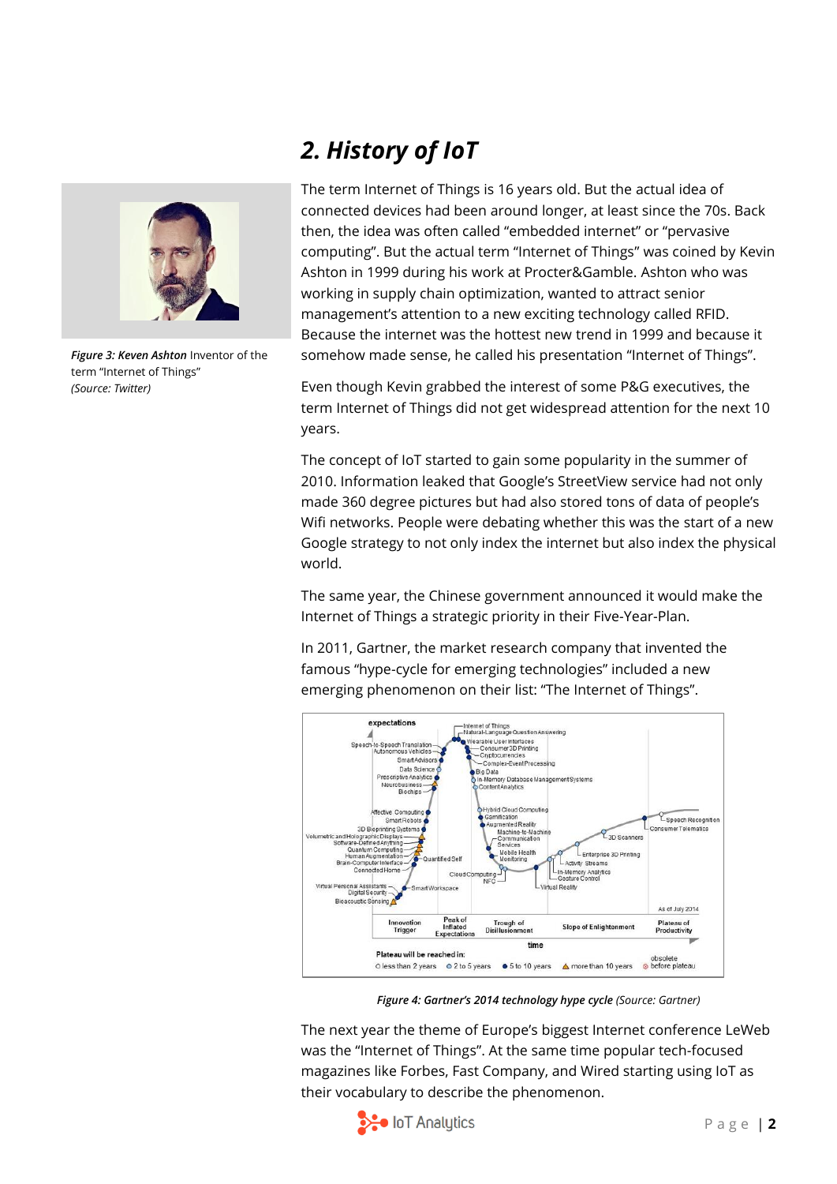## 2. History of IoT

*Figure 3: Keven Ashton* Inventor of the term "Internet of Things" *(Source: Twitter)*

The term Internet of Things is 16 years old. But the actual idea of connected devices had been around longer, at least since the 70s. Back then, the idea was often called "embedded internet" or "pervasive computing". But the actual term "Internet of Things" was coined by Kevin Ashton in 1999 during his work at Procter&Gamble. Ashton who was working in supply chain optimization, wanted to attract senior management's attention to a new exciting technology called RFID. Because the internet was the hottest new trend in 1999 and because it somehow made sense, he called his presentation "Internet of Things".

Even though Kevin grabbed the interest of some P&G executives, the term Internet of Things did not get widespread attention for the next 10 years.

The concept of IoT started to gain some popularity in the summer of 2010. Information leaked that Google's StreetView service had not only made 360 degree pictures but had also stored tons of data of people's Wifi networks. People were debating whether this was the start of a new Google strategy to not only index the internet but also index the physical world.

The same year, the Chinese government announced it would make the Internet of Things a strategic priority in their Five-Year-Plan.

In 2011, Gartner, the market research company that invented the famous "hype-cycle for emerging technologies" included a new emerging phenomenon on their list: "The Internet of Things".

expectations

Internet of Things
Natural-Language Question Answering
Wearable User Interfaces
Consumer 3D Printing
Cryptocurrencies
Complex-Event Processing
Big Data
In-Memory Database Management Systems
Content Analytics
Speech-to-Speech Translation
Autonomous Vehicles
Smart Advisors
Data Science
Prescriptive Analytics
Neurobusiness
Biochips
Affective Computing
Smart Robots
3D Bioprinting Systems
Volumetric and Holographic Displays
Software-Defined Anything
Quantum Computing
Human Augmentation
Brain-Computer Interface
Connected Home
Quantified Self
Virtual Personal Assistants
Digital Security
Bioacoustic Sensing
Smart Workspace
Hybrid Cloud Computing
Gamification
Augmented Reality
Machine-to-Machine Communication Services
Mobile Health Monitoring
Cloud Computing
NFC
Virtual Reality
3D Scanners
Enterprise 3D Printing
Activity Streams
In-Memory Analytics
Gesture Control
Speech Recognition
Consumer Telematics

As of July 2014

Innovation Trigger
Peak of Inflated Expectations
Trough of Disillusionment
Slope of Enlightenment
Plateau of Productivity

time

Plateau will be reached in:
less than 2 years
2 to 5 years
5 to 10 years
more than 10 years
obsolete before plateau

*Figure 4: Gartner's 2014 technology hype cycle* (Source: Gartner)

The next year the theme of Europe's biggest Internet conference LeWeb was the "Internet of Things". At the same time popular tech-focused magazines like Forbes, Fast Company, and Wired starting using IoT as their vocabulary to describe the phenomenon.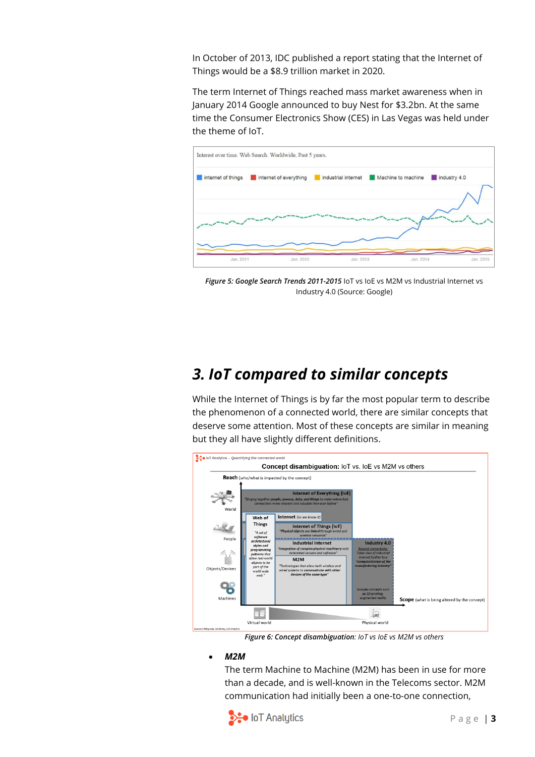In October of 2013, IDC published a report stating that the Internet of Things would be a $8.9 trillion market in 2020.

The term Internet of Things reached mass market awareness when in January 2014 Google announced to buy Nest for $3.2bn. At the same time the Consumer Electronics Show (CES) in Las Vegas was held under the theme of IoT.

***Figure 5: Google Search Trends 2011-2015*** IoT vs IoE vs M2M vs Industrial Internet vs Industry 4.0 (Source: Google)

## 3. IoT compared to similar concepts

While the Internet of Things is by far the most popular term to describe the phenomenon of a connected world, there are similar concepts that deserve some attention. Most of these concepts are similar in meaning but they all have slightly different definitions.

***Figure 6: Concept disambiguation:*** *IoT vs IoE vs M2M vs others*

- ***M2M***
  The term Machine to Machine (M2M) has been in use for more than a decade, and is well-known in the Telecoms sector. M2M communication had initially been a one-to-one connection,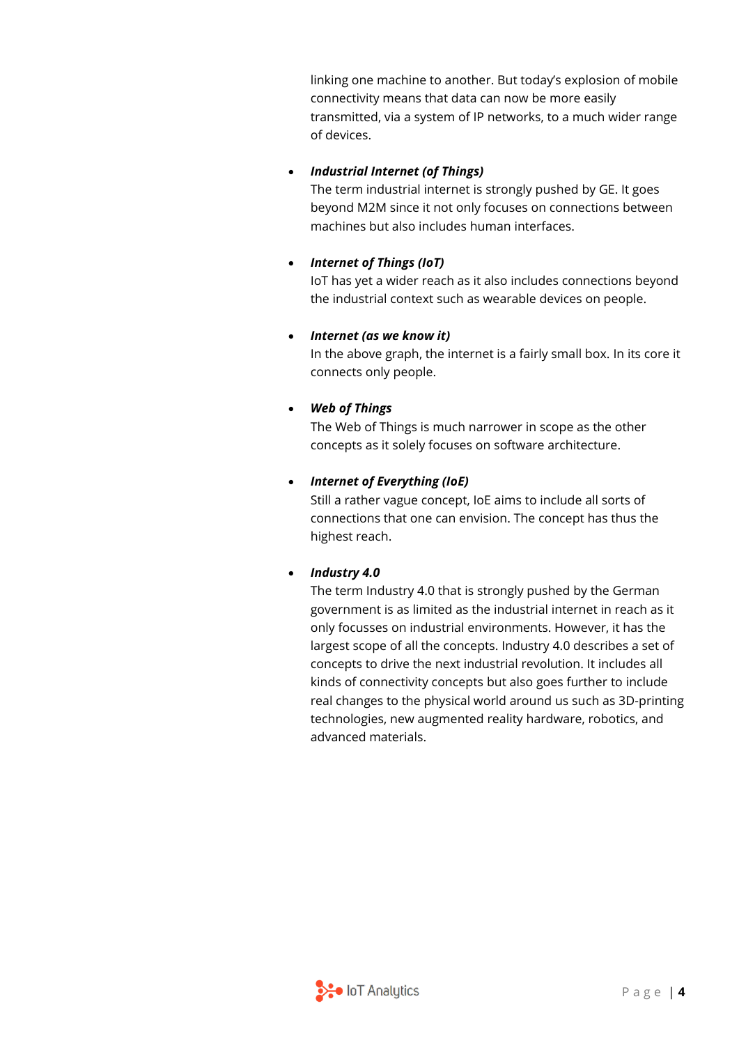linking one machine to another. But today's explosion of mobile connectivity means that data can now be more easily transmitted, via a system of IP networks, to a much wider range of devices.

- ***Industrial Internet (of Things)***
  The term industrial internet is strongly pushed by GE. It goes beyond M2M since it not only focuses on connections between machines but also includes human interfaces.

- ***Internet of Things (IoT)***
  IoT has yet a wider reach as it also includes connections beyond the industrial context such as wearable devices on people.

- ***Internet (as we know it)***
  In the above graph, the internet is a fairly small box. In its core it connects only people.

- ***Web of Things***
  The Web of Things is much narrower in scope as the other concepts as it solely focuses on software architecture.

- ***Internet of Everything (IoE)***
  Still a rather vague concept, IoE aims to include all sorts of connections that one can envision. The concept has thus the highest reach.

- ***Industry 4.0***
  The term Industry 4.0 that is strongly pushed by the German government is as limited as the industrial internet in reach as it only focusses on industrial environments. However, it has the largest scope of all the concepts. Industry 4.0 describes a set of concepts to drive the next industrial revolution. It includes all kinds of connectivity concepts but also goes further to include real changes to the physical world around us such as 3D-printing technologies, new augmented reality hardware, robotics, and advanced materials.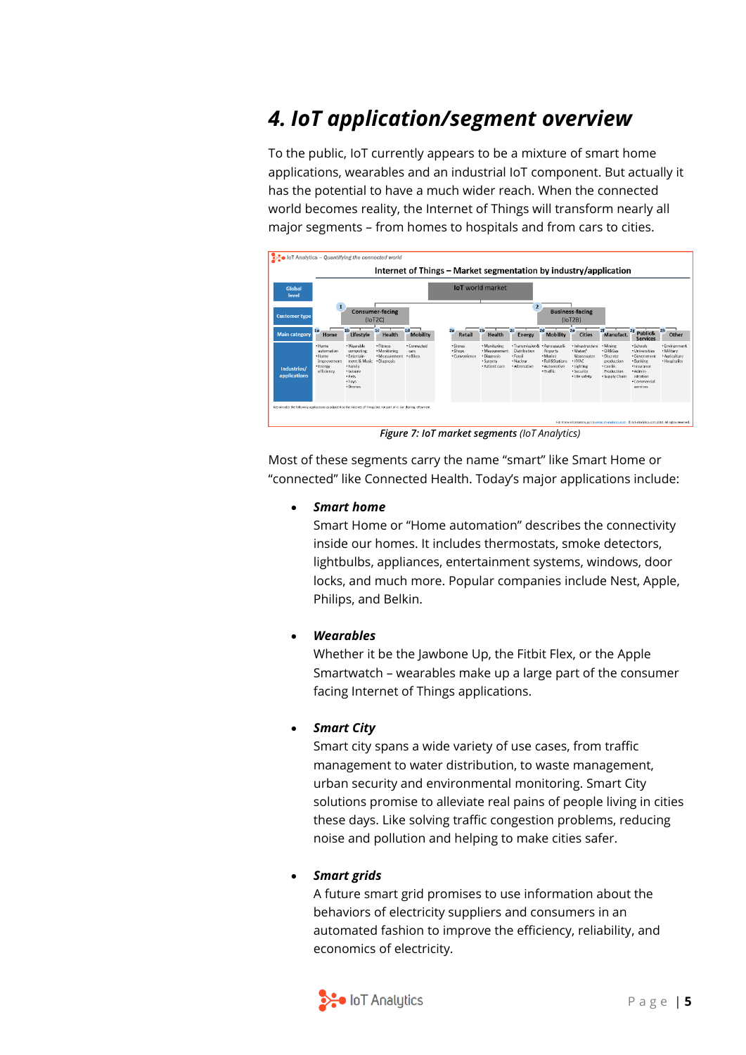# 4. IoT application/segment overview

To the public, IoT currently appears to be a mixture of smart home applications, wearables and an industrial IoT component. But actually it has the potential to have a much wider reach. When the connected world becomes reality, the Internet of Things will transform nearly all major segments – from homes to hospitals and from cars to cities.

*Figure 7: IoT market segments (IoT Analytics)*

Most of these segments carry the name "smart" like Smart Home or "connected" like Connected Health. Today's major applications include:

- ***Smart home***
  Smart Home or "Home automation" describes the connectivity inside our homes. It includes thermostats, smoke detectors, lightbulbs, appliances, entertainment systems, windows, door locks, and much more. Popular companies include Nest, Apple, Philips, and Belkin.

- ***Wearables***
  Whether it be the Jawbone Up, the Fitbit Flex, or the Apple Smartwatch – wearables make up a large part of the consumer facing Internet of Things applications.

- ***Smart City***
  Smart city spans a wide variety of use cases, from traffic management to water distribution, to waste management, urban security and environmental monitoring. Smart City solutions promise to alleviate real pains of people living in cities these days. Like solving traffic congestion problems, reducing noise and pollution and helping to make cities safer.

- ***Smart grids***
  A future smart grid promises to use information about the behaviors of electricity suppliers and consumers in an automated fashion to improve the efficiency, reliability, and economics of electricity.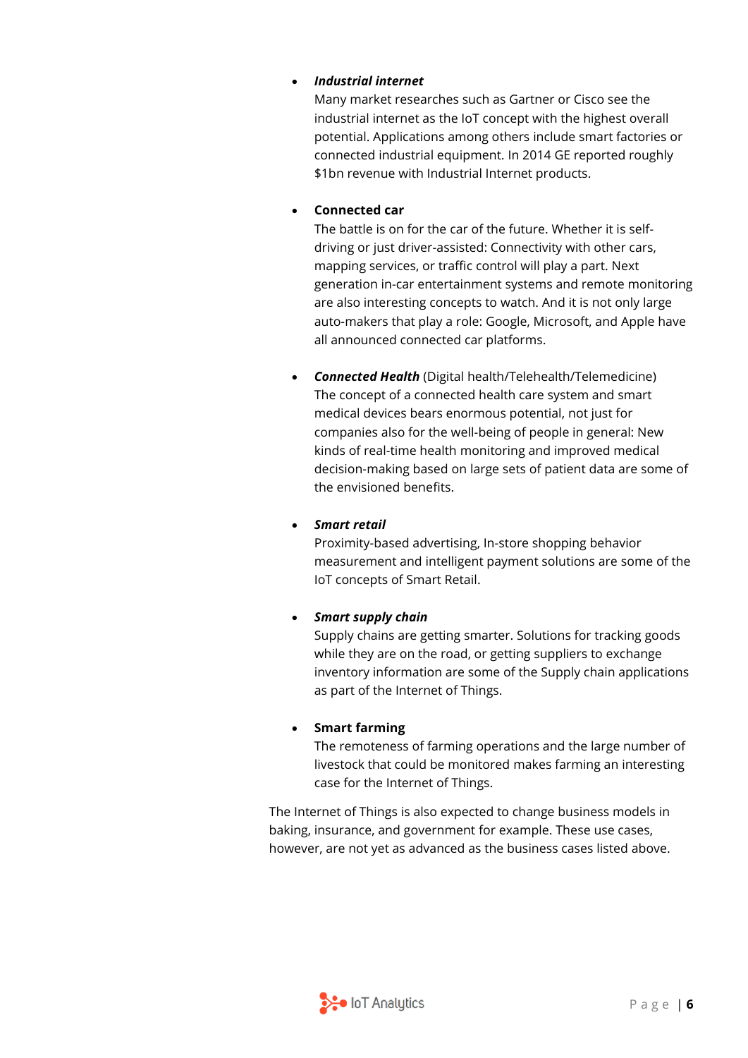- ***Industrial internet***
  Many market researches such as Gartner or Cisco see the industrial internet as the IoT concept with the highest overall potential. Applications among others include smart factories or connected industrial equipment. In 2014 GE reported roughly $1bn revenue with Industrial Internet products.

- **Connected car**
  The battle is on for the car of the future. Whether it is self-driving or just driver-assisted: Connectivity with other cars, mapping services, or traffic control will play a part. Next generation in-car entertainment systems and remote monitoring are also interesting concepts to watch. And it is not only large auto-makers that play a role: Google, Microsoft, and Apple have all announced connected car platforms.

- ***Connected Health*** (Digital health/Telehealth/Telemedicine)
  The concept of a connected health care system and smart medical devices bears enormous potential, not just for companies also for the well-being of people in general: New kinds of real-time health monitoring and improved medical decision-making based on large sets of patient data are some of the envisioned benefits.

- ***Smart retail***
  Proximity-based advertising, In-store shopping behavior measurement and intelligent payment solutions are some of the IoT concepts of Smart Retail.

- ***Smart supply chain***
  Supply chains are getting smarter. Solutions for tracking goods while they are on the road, or getting suppliers to exchange inventory information are some of the Supply chain applications as part of the Internet of Things.

- **Smart farming**
  The remoteness of farming operations and the large number of livestock that could be monitored makes farming an interesting case for the Internet of Things.

The Internet of Things is also expected to change business models in baking, insurance, and government for example. These use cases, however, are not yet as advanced as the business cases listed above.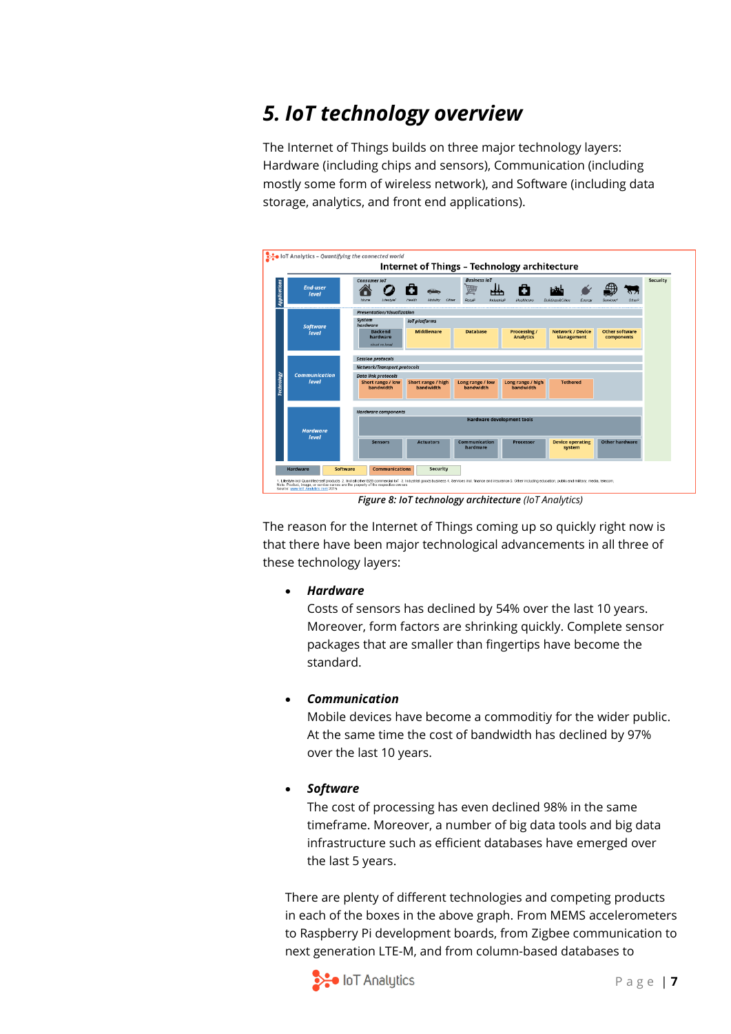# 5. IoT technology overview

The Internet of Things builds on three major technology layers: Hardware (including chips and sensors), Communication (including mostly some form of wireless network), and Software (including data storage, analytics, and front end applications).

IoT Analytics – Quantifying the connected world

Internet of Things – Technology architecture

Applications

End-user level

Consumer IoT: Home, Lifestyle, Health, Mobility, Other

Business IoT: Retail, Industrial, Healthcare, Buildings&Cities, Energy, Services, Other

Security

Technology

Software level

Presentation/Visualization

System hardware: Backend hardware (cloud vs local)

IoT platforms: Middleware, Database, Processing / Analytics, Network / Device Management, Other software components

Communication level

Session protocols

Network/Transport protocols

Data link protocols: Short range / low bandwidth, Short range / high bandwidth, Long range / low bandwidth, Long range / high bandwidth, Tethered

Hardware level

Hardware components

Hardware development tools

Sensors, Actuators, Communication hardware, Processor, Device operating system, Other hardware

Hardware, Software, Communications, Security

*Figure 8: IoT technology architecture (IoT Analytics)*

The reason for the Internet of Things coming up so quickly right now is that there have been major technological advancements in all three of these technology layers:

- ***Hardware***
  Costs of sensors has declined by 54% over the last 10 years. Moreover, form factors are shrinking quickly. Complete sensor packages that are smaller than fingertips have become the standard.

- ***Communication***
  Mobile devices have become a commoditiy for the wider public. At the same time the cost of bandwidth has declined by 97% over the last 10 years.

- ***Software***
  The cost of processing has even declined 98% in the same timeframe. Moreover, a number of big data tools and big data infrastructure such as efficient databases have emerged over the last 5 years.

There are plenty of different technologies and competing products in each of the boxes in the above graph. From MEMS accelerometers to Raspberry Pi development boards, from Zigbee communication to next generation LTE-M, and from column-based databases to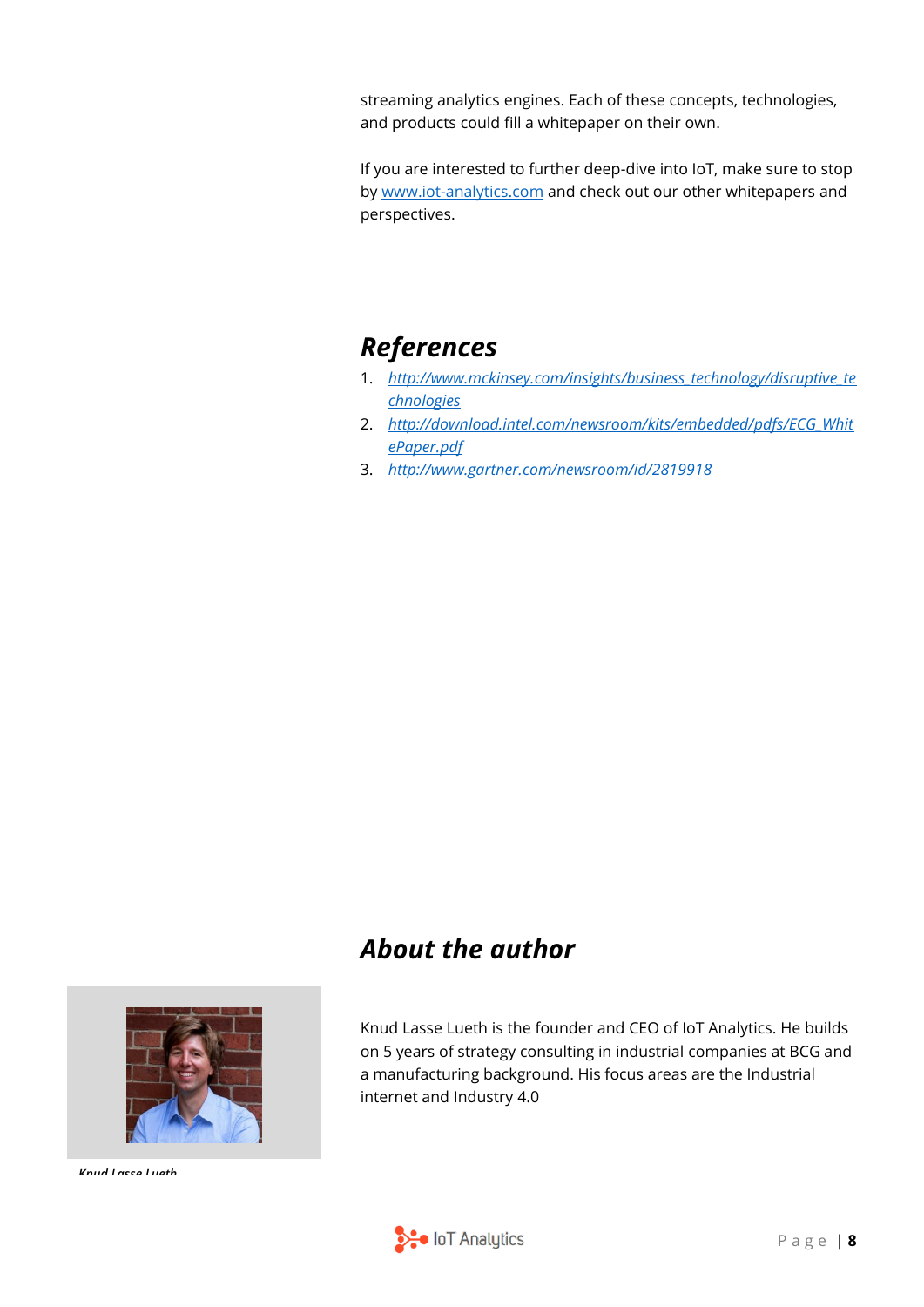streaming analytics engines. Each of these concepts, technologies, and products could fill a whitepaper on their own.

If you are interested to further deep-dive into IoT, make sure to stop by www.iot-analytics.com and check out our other whitepapers and perspectives.

## *References*

1. *http://www.mckinsey.com/insights/business_technology/disruptive_technologies*
2. *http://download.intel.com/newsroom/kits/embedded/pdfs/ECG_WhitePaper.pdf*
3. *http://www.gartner.com/newsroom/id/2819918*

## *About the author*

Knud Lasse Lueth is the founder and CEO of IoT Analytics. He builds on 5 years of strategy consulting in industrial companies at BCG and a manufacturing background. His focus areas are the Industrial internet and Industry 4.0

*Knud Lasse Lueth*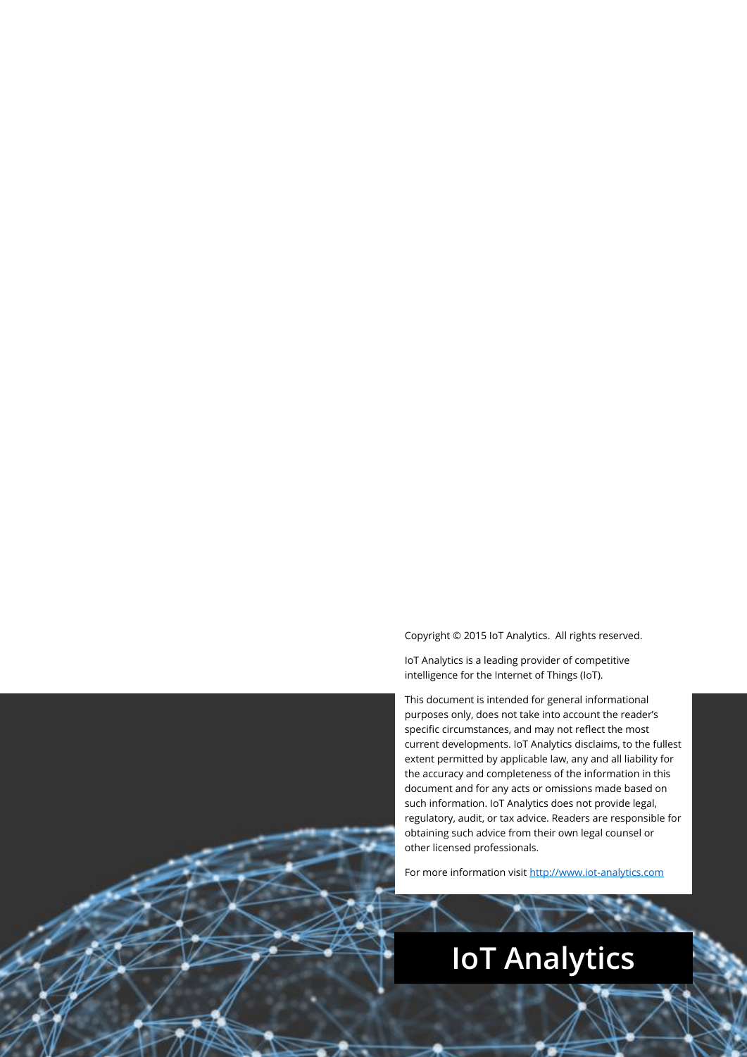Copyright © 2015 IoT Analytics. All rights reserved.

IoT Analytics is a leading provider of competitive intelligence for the Internet of Things (IoT).

This document is intended for general informational purposes only, does not take into account the reader's specific circumstances, and may not reflect the most current developments. IoT Analytics disclaims, to the fullest extent permitted by applicable law, any and all liability for the accuracy and completeness of the information in this document and for any acts or omissions made based on such information. IoT Analytics does not provide legal, regulatory, audit, or tax advice. Readers are responsible for obtaining such advice from their own legal counsel or other licensed professionals.

For more information visit [http://www.iot-analytics.com](http://www.iot-analytics.com)

# IoT Analytics